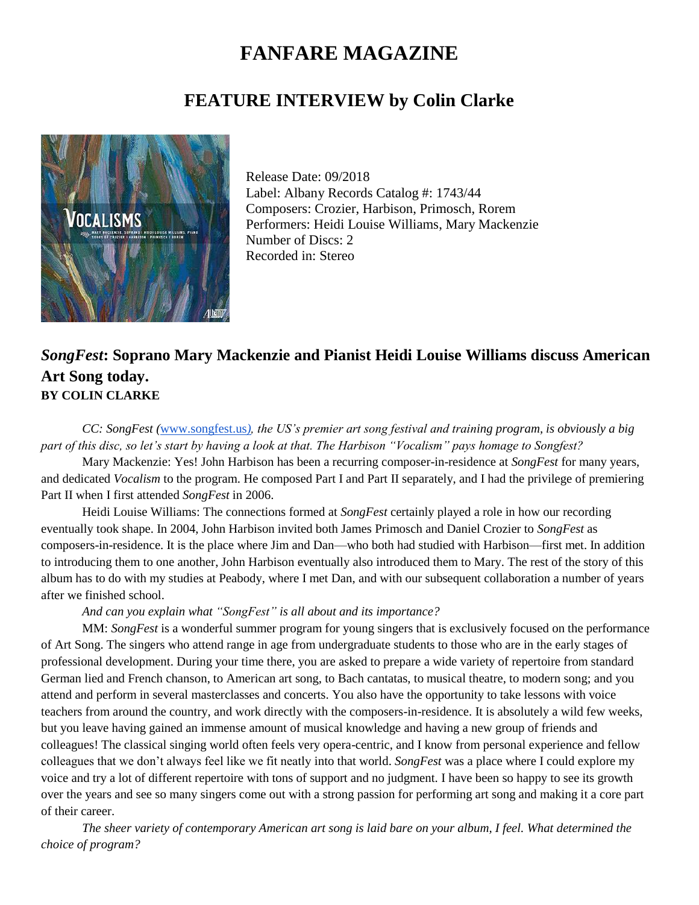# FANFARE MAGAZINE

## FEATURE INTERVIEW by Colin Clarke

Release Date: 09/2018
Label: Albany Records Catalog #: 1743/44
Composers: Crozier, Harbison, Primosch, Rorem
Performers: Heidi Louise Williams, Mary Mackenzie
Number of Discs: 2
Recorded in: Stereo

### *SongFest*: Soprano Mary Mackenzie and Pianist Heidi Louise Williams discuss American Art Song today.

**BY COLIN CLARKE**

*CC: SongFest (*[www.songfest.us](www.songfest.us)*), the US's premier art song festival and training program, is obviously a big part of this disc, so let's start by having a look at that. The Harbison "Vocalism" pays homage to Songfest?*

Mary Mackenzie: Yes! John Harbison has been a recurring composer-in-residence at *SongFest* for many years, and dedicated *Vocalism* to the program. He composed Part I and Part II separately, and I had the privilege of premiering Part II when I first attended *SongFest* in 2006.

Heidi Louise Williams: The connections formed at *SongFest* certainly played a role in how our recording eventually took shape. In 2004, John Harbison invited both James Primosch and Daniel Crozier to *SongFest* as composers-in-residence. It is the place where Jim and Dan—who both had studied with Harbison—first met. In addition to introducing them to one another, John Harbison eventually also introduced them to Mary. The rest of the story of this album has to do with my studies at Peabody, where I met Dan, and with our subsequent collaboration a number of years after we finished school.

*And can you explain what "SongFest" is all about and its importance?*

MM: *SongFest* is a wonderful summer program for young singers that is exclusively focused on the performance of Art Song. The singers who attend range in age from undergraduate students to those who are in the early stages of professional development. During your time there, you are asked to prepare a wide variety of repertoire from standard German lied and French chanson, to American art song, to Bach cantatas, to musical theatre, to modern song; and you attend and perform in several masterclasses and concerts. You also have the opportunity to take lessons with voice teachers from around the country, and work directly with the composers-in-residence. It is absolutely a wild few weeks, but you leave having gained an immense amount of musical knowledge and having a new group of friends and colleagues! The classical singing world often feels very opera-centric, and I know from personal experience and fellow colleagues that we don't always feel like we fit neatly into that world. *SongFest* was a place where I could explore my voice and try a lot of different repertoire with tons of support and no judgment. I have been so happy to see its growth over the years and see so many singers come out with a strong passion for performing art song and making it a core part of their career.

*The sheer variety of contemporary American art song is laid bare on your album, I feel. What determined the choice of program?*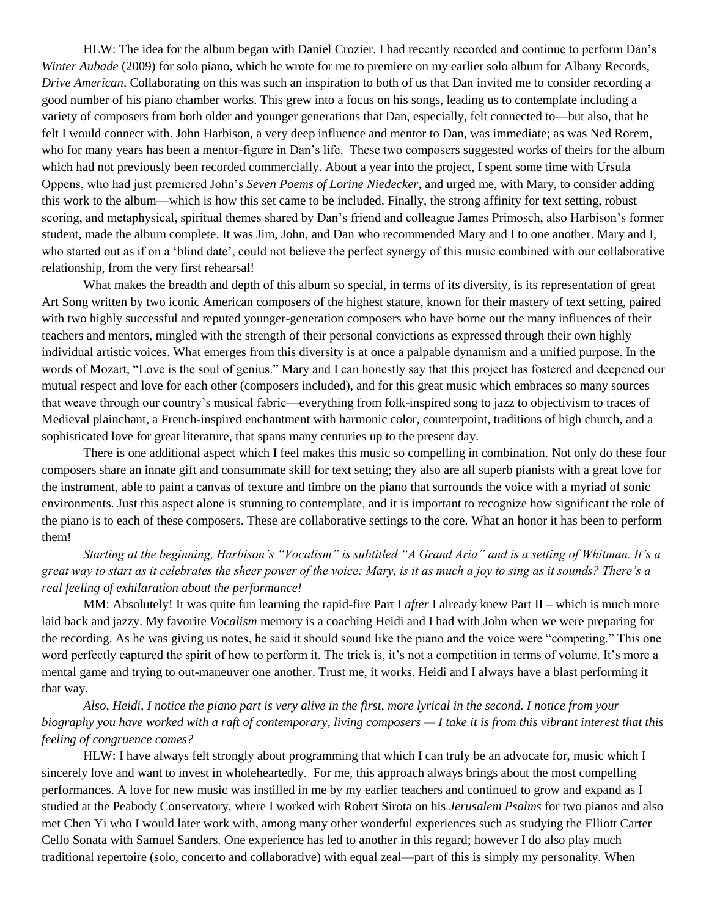HLW: The idea for the album began with Daniel Crozier. I had recently recorded and continue to perform Dan's *Winter Aubade* (2009) for solo piano, which he wrote for me to premiere on my earlier solo album for Albany Records, *Drive American*. Collaborating on this was such an inspiration to both of us that Dan invited me to consider recording a good number of his piano chamber works. This grew into a focus on his songs, leading us to contemplate including a variety of composers from both older and younger generations that Dan, especially, felt connected to—but also, that he felt I would connect with. John Harbison, a very deep influence and mentor to Dan, was immediate; as was Ned Rorem, who for many years has been a mentor-figure in Dan's life. These two composers suggested works of theirs for the album which had not previously been recorded commercially. About a year into the project, I spent some time with Ursula Oppens, who had just premiered John's *Seven Poems of Lorine Niedecker*, and urged me, with Mary, to consider adding this work to the album—which is how this set came to be included. Finally, the strong affinity for text setting, robust scoring, and metaphysical, spiritual themes shared by Dan's friend and colleague James Primosch, also Harbison's former student, made the album complete. It was Jim, John, and Dan who recommended Mary and I to one another. Mary and I, who started out as if on a 'blind date', could not believe the perfect synergy of this music combined with our collaborative relationship, from the very first rehearsal!

What makes the breadth and depth of this album so special, in terms of its diversity, is its representation of great Art Song written by two iconic American composers of the highest stature, known for their mastery of text setting, paired with two highly successful and reputed younger-generation composers who have borne out the many influences of their teachers and mentors, mingled with the strength of their personal convictions as expressed through their own highly individual artistic voices. What emerges from this diversity is at once a palpable dynamism and a unified purpose. In the words of Mozart, "Love is the soul of genius." Mary and I can honestly say that this project has fostered and deepened our mutual respect and love for each other (composers included), and for this great music which embraces so many sources that weave through our country's musical fabric—everything from folk-inspired song to jazz to objectivism to traces of Medieval plainchant, a French-inspired enchantment with harmonic color, counterpoint, traditions of high church, and a sophisticated love for great literature, that spans many centuries up to the present day.

There is one additional aspect which I feel makes this music so compelling in combination. Not only do these four composers share an innate gift and consummate skill for text setting; they also are all superb pianists with a great love for the instrument, able to paint a canvas of texture and timbre on the piano that surrounds the voice with a myriad of sonic environments. Just this aspect alone is stunning to contemplate, and it is important to recognize how significant the role of the piano is to each of these composers. These are collaborative settings to the core. What an honor it has been to perform them!

*Starting at the beginning, Harbison's "Vocalism" is subtitled "A Grand Aria" and is a setting of Whitman. It's a great way to start as it celebrates the sheer power of the voice: Mary, is it as much a joy to sing as it sounds? There's a real feeling of exhilaration about the performance!*

MM: Absolutely! It was quite fun learning the rapid-fire Part I *after* I already knew Part II – which is much more laid back and jazzy. My favorite *Vocalism* memory is a coaching Heidi and I had with John when we were preparing for the recording. As he was giving us notes, he said it should sound like the piano and the voice were "competing." This one word perfectly captured the spirit of how to perform it. The trick is, it's not a competition in terms of volume. It's more a mental game and trying to out-maneuver one another. Trust me, it works. Heidi and I always have a blast performing it that way.

*Also, Heidi, I notice the piano part is very alive in the first, more lyrical in the second. I notice from your biography you have worked with a raft of contemporary, living composers — I take it is from this vibrant interest that this feeling of congruence comes?*

HLW: I have always felt strongly about programming that which I can truly be an advocate for, music which I sincerely love and want to invest in wholeheartedly. For me, this approach always brings about the most compelling performances. A love for new music was instilled in me by my earlier teachers and continued to grow and expand as I studied at the Peabody Conservatory, where I worked with Robert Sirota on his *Jerusalem Psalms* for two pianos and also met Chen Yi who I would later work with, among many other wonderful experiences such as studying the Elliott Carter Cello Sonata with Samuel Sanders. One experience has led to another in this regard; however I do also play much traditional repertoire (solo, concerto and collaborative) with equal zeal—part of this is simply my personality. When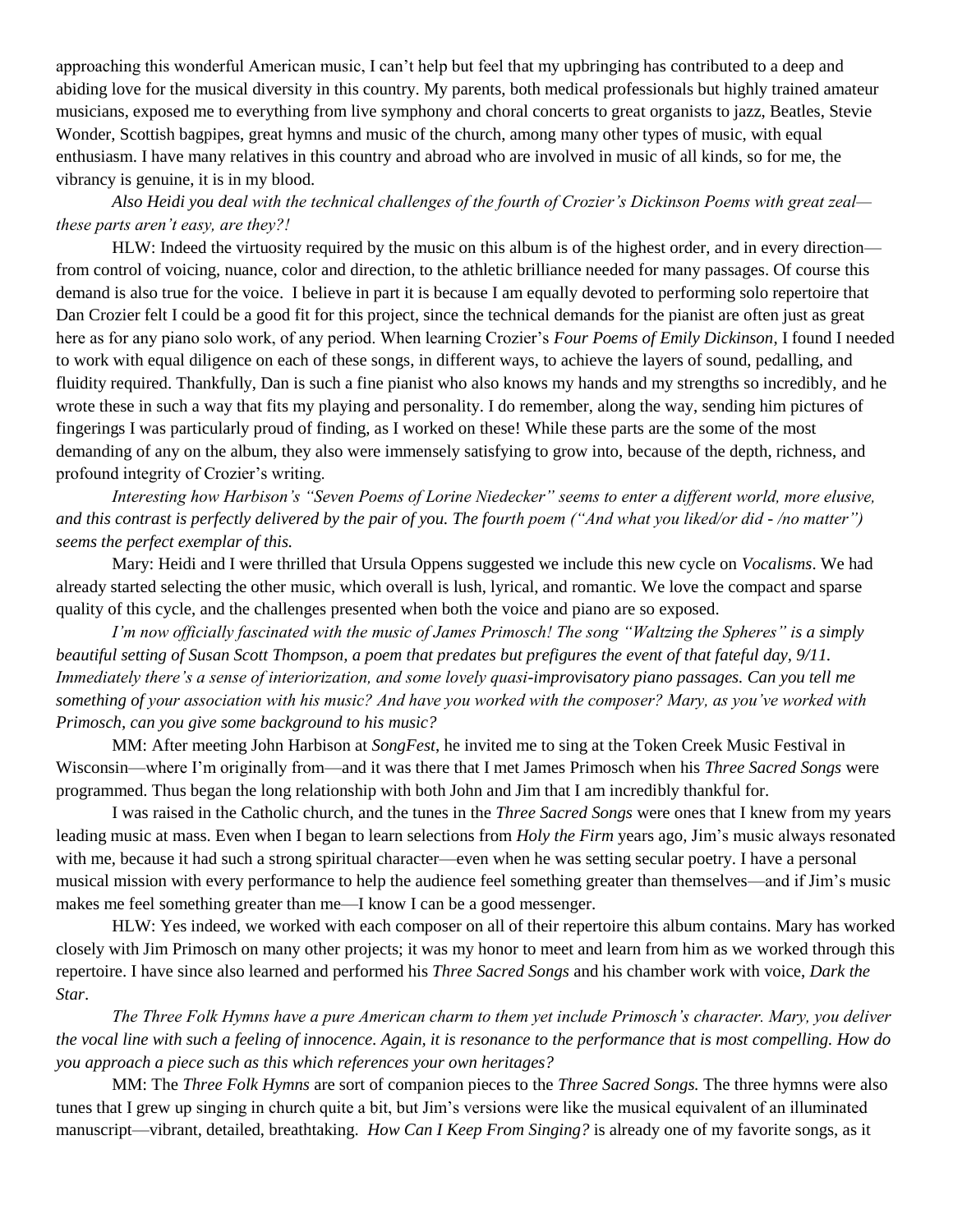approaching this wonderful American music, I can't help but feel that my upbringing has contributed to a deep and abiding love for the musical diversity in this country. My parents, both medical professionals but highly trained amateur musicians, exposed me to everything from live symphony and choral concerts to great organists to jazz, Beatles, Stevie Wonder, Scottish bagpipes, great hymns and music of the church, among many other types of music, with equal enthusiasm. I have many relatives in this country and abroad who are involved in music of all kinds, so for me, the vibrancy is genuine, it is in my blood.

*Also Heidi you deal with the technical challenges of the fourth of Crozier's Dickinson Poems with great zeal—these parts aren't easy, are they?!*

HLW: Indeed the virtuosity required by the music on this album is of the highest order, and in every direction—from control of voicing, nuance, color and direction, to the athletic brilliance needed for many passages. Of course this demand is also true for the voice. I believe in part it is because I am equally devoted to performing solo repertoire that Dan Crozier felt I could be a good fit for this project, since the technical demands for the pianist are often just as great here as for any piano solo work, of any period. When learning Crozier's *Four Poems of Emily Dickinson*, I found I needed to work with equal diligence on each of these songs, in different ways, to achieve the layers of sound, pedalling, and fluidity required. Thankfully, Dan is such a fine pianist who also knows my hands and my strengths so incredibly, and he wrote these in such a way that fits my playing and personality. I do remember, along the way, sending him pictures of fingerings I was particularly proud of finding, as I worked on these! While these parts are the some of the most demanding of any on the album, they also were immensely satisfying to grow into, because of the depth, richness, and profound integrity of Crozier's writing.

*Interesting how Harbison's "Seven Poems of Lorine Niedecker" seems to enter a different world, more elusive, and this contrast is perfectly delivered by the pair of you. The fourth poem ("And what you liked/or did - /no matter") seems the perfect exemplar of this.*

Mary: Heidi and I were thrilled that Ursula Oppens suggested we include this new cycle on *Vocalisms*. We had already started selecting the other music, which overall is lush, lyrical, and romantic. We love the compact and sparse quality of this cycle, and the challenges presented when both the voice and piano are so exposed.

*I'm now officially fascinated with the music of James Primosch! The song "Waltzing the Spheres" is a simply beautiful setting of Susan Scott Thompson, a poem that predates but prefigures the event of that fateful day, 9/11. Immediately there's a sense of interiorization, and some lovely quasi-improvisatory piano passages. Can you tell me something of your association with his music? And have you worked with the composer? Mary, as you've worked with Primosch, can you give some background to his music?*

MM: After meeting John Harbison at *SongFest*, he invited me to sing at the Token Creek Music Festival in Wisconsin—where I'm originally from—and it was there that I met James Primosch when his *Three Sacred Songs* were programmed. Thus began the long relationship with both John and Jim that I am incredibly thankful for.

I was raised in the Catholic church, and the tunes in the *Three Sacred Songs* were ones that I knew from my years leading music at mass. Even when I began to learn selections from *Holy the Firm* years ago, Jim's music always resonated with me, because it had such a strong spiritual character—even when he was setting secular poetry. I have a personal musical mission with every performance to help the audience feel something greater than themselves—and if Jim's music makes me feel something greater than me—I know I can be a good messenger.

HLW: Yes indeed, we worked with each composer on all of their repertoire this album contains. Mary has worked closely with Jim Primosch on many other projects; it was my honor to meet and learn from him as we worked through this repertoire. I have since also learned and performed his *Three Sacred Songs* and his chamber work with voice, *Dark the Star*.

*The Three Folk Hymns have a pure American charm to them yet include Primosch's character. Mary, you deliver the vocal line with such a feeling of innocence. Again, it is resonance to the performance that is most compelling. How do you approach a piece such as this which references your own heritages?*

MM: The *Three Folk Hymns* are sort of companion pieces to the *Three Sacred Songs.* The three hymns were also tunes that I grew up singing in church quite a bit, but Jim's versions were like the musical equivalent of an illuminated manuscript—vibrant, detailed, breathtaking. *How Can I Keep From Singing?* is already one of my favorite songs, as it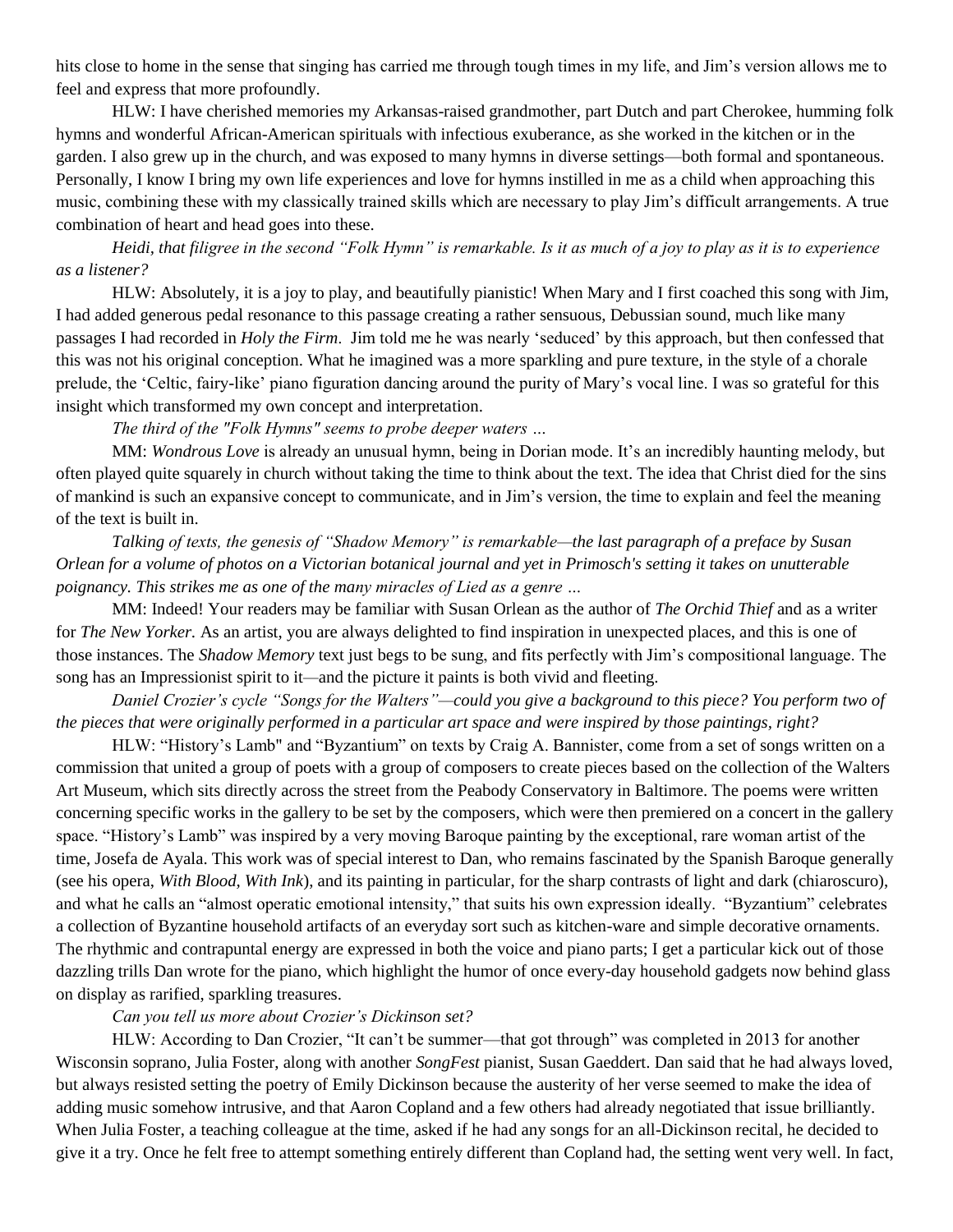hits close to home in the sense that singing has carried me through tough times in my life, and Jim's version allows me to feel and express that more profoundly.

HLW: I have cherished memories my Arkansas-raised grandmother, part Dutch and part Cherokee, humming folk hymns and wonderful African-American spirituals with infectious exuberance, as she worked in the kitchen or in the garden. I also grew up in the church, and was exposed to many hymns in diverse settings—both formal and spontaneous. Personally, I know I bring my own life experiences and love for hymns instilled in me as a child when approaching this music, combining these with my classically trained skills which are necessary to play Jim's difficult arrangements. A true combination of heart and head goes into these.

*Heidi, that filigree in the second "Folk Hymn" is remarkable. Is it as much of a joy to play as it is to experience as a listener?*

HLW: Absolutely, it is a joy to play, and beautifully pianistic! When Mary and I first coached this song with Jim, I had added generous pedal resonance to this passage creating a rather sensuous, Debussian sound, much like many passages I had recorded in *Holy the Firm*. Jim told me he was nearly 'seduced' by this approach, but then confessed that this was not his original conception. What he imagined was a more sparkling and pure texture, in the style of a chorale prelude, the 'Celtic, fairy-like' piano figuration dancing around the purity of Mary's vocal line. I was so grateful for this insight which transformed my own concept and interpretation.

*The third of the "Folk Hymns" seems to probe deeper waters …*

MM: *Wondrous Love* is already an unusual hymn, being in Dorian mode. It's an incredibly haunting melody, but often played quite squarely in church without taking the time to think about the text. The idea that Christ died for the sins of mankind is such an expansive concept to communicate, and in Jim's version, the time to explain and feel the meaning of the text is built in.

*Talking of texts, the genesis of "Shadow Memory" is remarkable—the last paragraph of a preface by Susan Orlean for a volume of photos on a Victorian botanical journal and yet in Primosch's setting it takes on unutterable poignancy. This strikes me as one of the many miracles of Lied as a genre …*

MM: Indeed! Your readers may be familiar with Susan Orlean as the author of *The Orchid Thief* and as a writer for *The New Yorker.* As an artist, you are always delighted to find inspiration in unexpected places, and this is one of those instances. The *Shadow Memory* text just begs to be sung, and fits perfectly with Jim's compositional language. The song has an Impressionist spirit to it—and the picture it paints is both vivid and fleeting.

*Daniel Crozier's cycle "Songs for the Walters"—could you give a background to this piece? You perform two of the pieces that were originally performed in a particular art space and were inspired by those paintings, right?*

HLW: "History's Lamb" and "Byzantium" on texts by Craig A. Bannister, come from a set of songs written on a commission that united a group of poets with a group of composers to create pieces based on the collection of the Walters Art Museum, which sits directly across the street from the Peabody Conservatory in Baltimore. The poems were written concerning specific works in the gallery to be set by the composers, which were then premiered on a concert in the gallery space. "History's Lamb" was inspired by a very moving Baroque painting by the exceptional, rare woman artist of the time, Josefa de Ayala. This work was of special interest to Dan, who remains fascinated by the Spanish Baroque generally (see his opera, *With Blood, With Ink*), and its painting in particular, for the sharp contrasts of light and dark (chiaroscuro), and what he calls an "almost operatic emotional intensity," that suits his own expression ideally. "Byzantium" celebrates a collection of Byzantine household artifacts of an everyday sort such as kitchen-ware and simple decorative ornaments. The rhythmic and contrapuntal energy are expressed in both the voice and piano parts; I get a particular kick out of those dazzling trills Dan wrote for the piano, which highlight the humor of once every-day household gadgets now behind glass on display as rarified, sparkling treasures.

*Can you tell us more about Crozier's Dickinson set?*

HLW: According to Dan Crozier, "It can't be summer—that got through" was completed in 2013 for another Wisconsin soprano, Julia Foster, along with another *SongFest* pianist, Susan Gaeddert. Dan said that he had always loved, but always resisted setting the poetry of Emily Dickinson because the austerity of her verse seemed to make the idea of adding music somehow intrusive, and that Aaron Copland and a few others had already negotiated that issue brilliantly. When Julia Foster, a teaching colleague at the time, asked if he had any songs for an all-Dickinson recital, he decided to give it a try. Once he felt free to attempt something entirely different than Copland had, the setting went very well. In fact,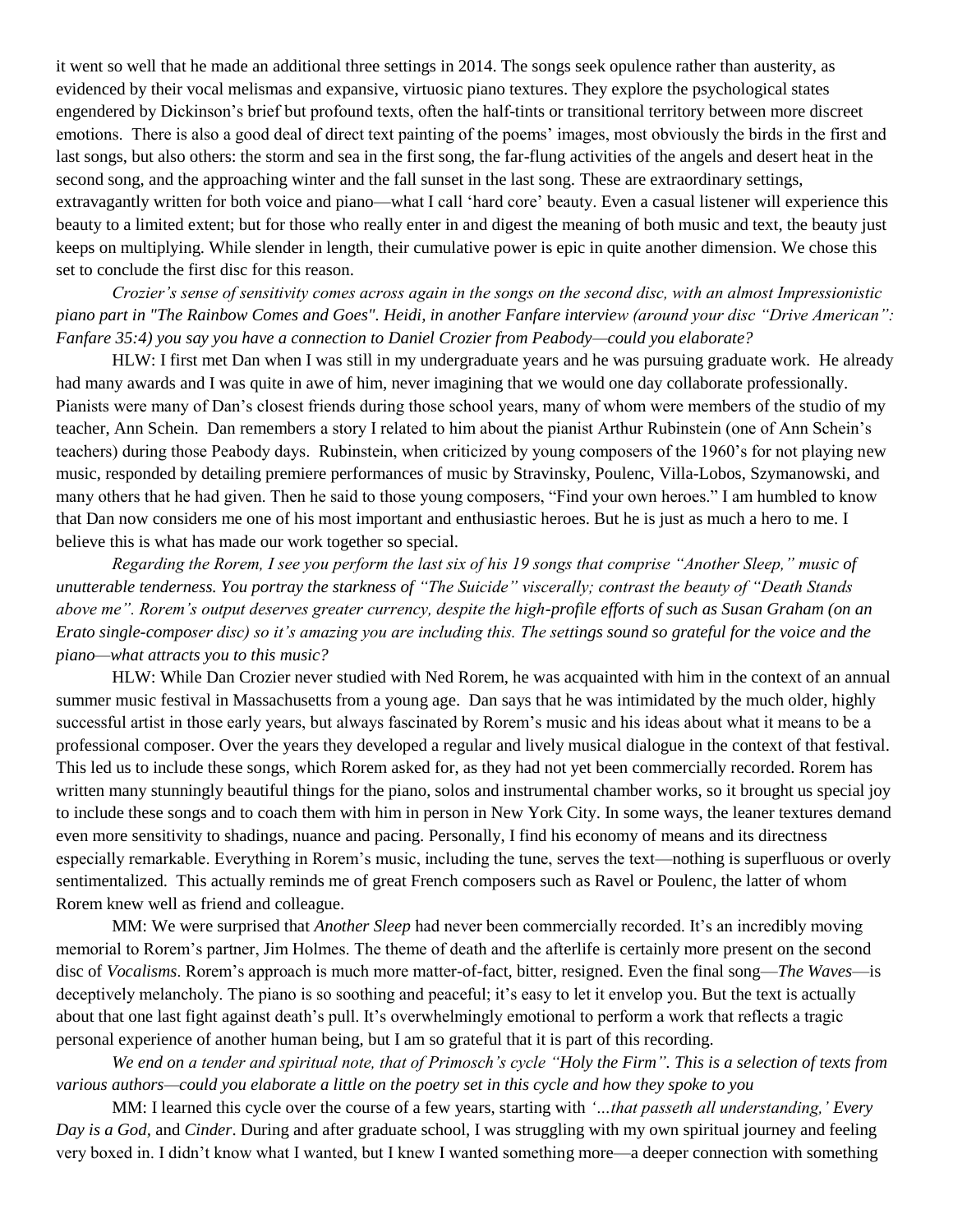it went so well that he made an additional three settings in 2014. The songs seek opulence rather than austerity, as evidenced by their vocal melismas and expansive, virtuosic piano textures. They explore the psychological states engendered by Dickinson's brief but profound texts, often the half-tints or transitional territory between more discreet emotions. There is also a good deal of direct text painting of the poems' images, most obviously the birds in the first and last songs, but also others: the storm and sea in the first song, the far-flung activities of the angels and desert heat in the second song, and the approaching winter and the fall sunset in the last song. These are extraordinary settings, extravagantly written for both voice and piano—what I call 'hard core' beauty. Even a casual listener will experience this beauty to a limited extent; but for those who really enter in and digest the meaning of both music and text, the beauty just keeps on multiplying. While slender in length, their cumulative power is epic in quite another dimension. We chose this set to conclude the first disc for this reason.

*Crozier's sense of sensitivity comes across again in the songs on the second disc, with an almost Impressionistic piano part in "The Rainbow Comes and Goes". Heidi, in another Fanfare interview (around your disc "Drive American": Fanfare 35:4) you say you have a connection to Daniel Crozier from Peabody—could you elaborate?*

HLW: I first met Dan when I was still in my undergraduate years and he was pursuing graduate work. He already had many awards and I was quite in awe of him, never imagining that we would one day collaborate professionally. Pianists were many of Dan's closest friends during those school years, many of whom were members of the studio of my teacher, Ann Schein. Dan remembers a story I related to him about the pianist Arthur Rubinstein (one of Ann Schein's teachers) during those Peabody days. Rubinstein, when criticized by young composers of the 1960's for not playing new music, responded by detailing premiere performances of music by Stravinsky, Poulenc, Villa-Lobos, Szymanowski, and many others that he had given. Then he said to those young composers, "Find your own heroes." I am humbled to know that Dan now considers me one of his most important and enthusiastic heroes. But he is just as much a hero to me. I believe this is what has made our work together so special.

*Regarding the Rorem, I see you perform the last six of his 19 songs that comprise "Another Sleep," music of unutterable tenderness. You portray the starkness of "The Suicide" viscerally; contrast the beauty of "Death Stands above me". Rorem's output deserves greater currency, despite the high-profile efforts of such as Susan Graham (on an Erato single-composer disc) so it's amazing you are including this. The settings sound so grateful for the voice and the piano—what attracts you to this music?*

HLW: While Dan Crozier never studied with Ned Rorem, he was acquainted with him in the context of an annual summer music festival in Massachusetts from a young age. Dan says that he was intimidated by the much older, highly successful artist in those early years, but always fascinated by Rorem's music and his ideas about what it means to be a professional composer. Over the years they developed a regular and lively musical dialogue in the context of that festival. This led us to include these songs, which Rorem asked for, as they had not yet been commercially recorded. Rorem has written many stunningly beautiful things for the piano, solos and instrumental chamber works, so it brought us special joy to include these songs and to coach them with him in person in New York City. In some ways, the leaner textures demand even more sensitivity to shadings, nuance and pacing. Personally, I find his economy of means and its directness especially remarkable. Everything in Rorem's music, including the tune, serves the text—nothing is superfluous or overly sentimentalized. This actually reminds me of great French composers such as Ravel or Poulenc, the latter of whom Rorem knew well as friend and colleague.

MM: We were surprised that *Another Sleep* had never been commercially recorded. It's an incredibly moving memorial to Rorem's partner, Jim Holmes. The theme of death and the afterlife is certainly more present on the second disc of *Vocalisms*. Rorem's approach is much more matter-of-fact, bitter, resigned. Even the final song—*The Waves*—is deceptively melancholy. The piano is so soothing and peaceful; it's easy to let it envelop you. But the text is actually about that one last fight against death's pull. It's overwhelmingly emotional to perform a work that reflects a tragic personal experience of another human being, but I am so grateful that it is part of this recording.

*We end on a tender and spiritual note, that of Primosch's cycle "Holy the Firm". This is a selection of texts from various authors—could you elaborate a little on the poetry set in this cycle and how they spoke to you*

MM: I learned this cycle over the course of a few years, starting with *'…that passeth all understanding,' Every Day is a God,* and *Cinder*. During and after graduate school, I was struggling with my own spiritual journey and feeling very boxed in. I didn't know what I wanted, but I knew I wanted something more—a deeper connection with something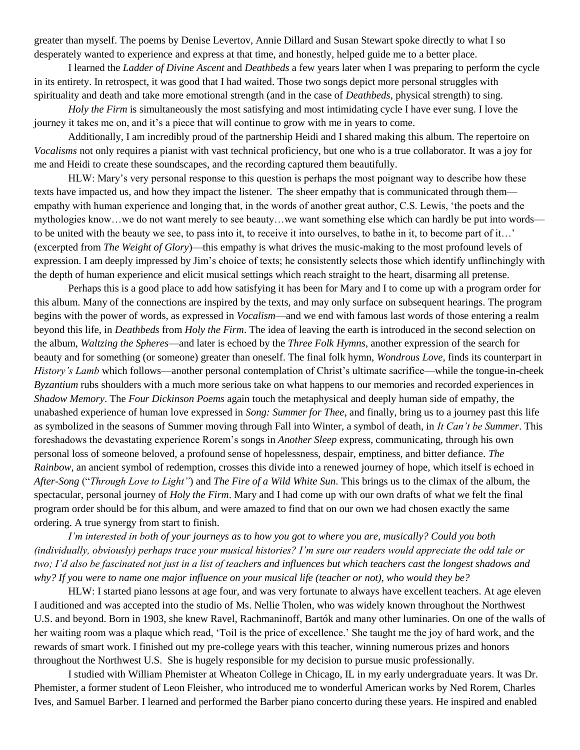greater than myself. The poems by Denise Levertov, Annie Dillard and Susan Stewart spoke directly to what I so desperately wanted to experience and express at that time, and honestly, helped guide me to a better place.

I learned the *Ladder of Divine Ascent* and *Deathbeds* a few years later when I was preparing to perform the cycle in its entirety. In retrospect, it was good that I had waited. Those two songs depict more personal struggles with spirituality and death and take more emotional strength (and in the case of *Deathbeds*, physical strength) to sing.

*Holy the Firm* is simultaneously the most satisfying and most intimidating cycle I have ever sung. I love the journey it takes me on, and it's a piece that will continue to grow with me in years to come.

Additionally, I am incredibly proud of the partnership Heidi and I shared making this album. The repertoire on *Vocalisms* not only requires a pianist with vast technical proficiency, but one who is a true collaborator. It was a joy for me and Heidi to create these soundscapes, and the recording captured them beautifully.

HLW: Mary's very personal response to this question is perhaps the most poignant way to describe how these texts have impacted us, and how they impact the listener. The sheer empathy that is communicated through them—empathy with human experience and longing that, in the words of another great author, C.S. Lewis, 'the poets and the mythologies know…we do not want merely to see beauty…we want something else which can hardly be put into words—to be united with the beauty we see, to pass into it, to receive it into ourselves, to bathe in it, to become part of it…' (excerpted from *The Weight of Glory*)—this empathy is what drives the music-making to the most profound levels of expression. I am deeply impressed by Jim's choice of texts; he consistently selects those which identify unflinchingly with the depth of human experience and elicit musical settings which reach straight to the heart, disarming all pretense.

Perhaps this is a good place to add how satisfying it has been for Mary and I to come up with a program order for this album. Many of the connections are inspired by the texts, and may only surface on subsequent hearings. The program begins with the power of words, as expressed in *Vocalism*—and we end with famous last words of those entering a realm beyond this life, in *Deathbeds* from *Holy the Firm*. The idea of leaving the earth is introduced in the second selection on the album, *Waltzing the Spheres*—and later is echoed by the *Three Folk Hymns*, another expression of the search for beauty and for something (or someone) greater than oneself. The final folk hymn, *Wondrous Love*, finds its counterpart in *History's Lamb* which follows—another personal contemplation of Christ's ultimate sacrifice—while the tongue-in-cheek *Byzantium* rubs shoulders with a much more serious take on what happens to our memories and recorded experiences in *Shadow Memory*. The *Four Dickinson Poems* again touch the metaphysical and deeply human side of empathy, the unabashed experience of human love expressed in *Song: Summer for Thee*, and finally, bring us to a journey past this life as symbolized in the seasons of Summer moving through Fall into Winter, a symbol of death, in *It Can't be Summer*. This foreshadows the devastating experience Rorem's songs in *Another Sleep* express, communicating, through his own personal loss of someone beloved, a profound sense of hopelessness, despair, emptiness, and bitter defiance. *The Rainbow*, an ancient symbol of redemption, crosses this divide into a renewed journey of hope, which itself is echoed in *After-Song* ("*Through Love to Light"*) and *The Fire of a Wild White Sun*. This brings us to the climax of the album, the spectacular, personal journey of *Holy the Firm*. Mary and I had come up with our own drafts of what we felt the final program order should be for this album, and were amazed to find that on our own we had chosen exactly the same ordering. A true synergy from start to finish.

*I'm interested in both of your journeys as to how you got to where you are, musically? Could you both (individually, obviously) perhaps trace your musical histories? I'm sure our readers would appreciate the odd tale or two; I'd also be fascinated not just in a list of teachers and influences but which teachers cast the longest shadows and why? If you were to name one major influence on your musical life (teacher or not), who would they be?*

HLW: I started piano lessons at age four, and was very fortunate to always have excellent teachers. At age eleven I auditioned and was accepted into the studio of Ms. Nellie Tholen, who was widely known throughout the Northwest U.S. and beyond. Born in 1903, she knew Ravel, Rachmaninoff, Bartók and many other luminaries. On one of the walls of her waiting room was a plaque which read, 'Toil is the price of excellence.' She taught me the joy of hard work, and the rewards of smart work. I finished out my pre-college years with this teacher, winning numerous prizes and honors throughout the Northwest U.S. She is hugely responsible for my decision to pursue music professionally.

I studied with William Phemister at Wheaton College in Chicago, IL in my early undergraduate years. It was Dr. Phemister, a former student of Leon Fleisher, who introduced me to wonderful American works by Ned Rorem, Charles Ives, and Samuel Barber. I learned and performed the Barber piano concerto during these years. He inspired and enabled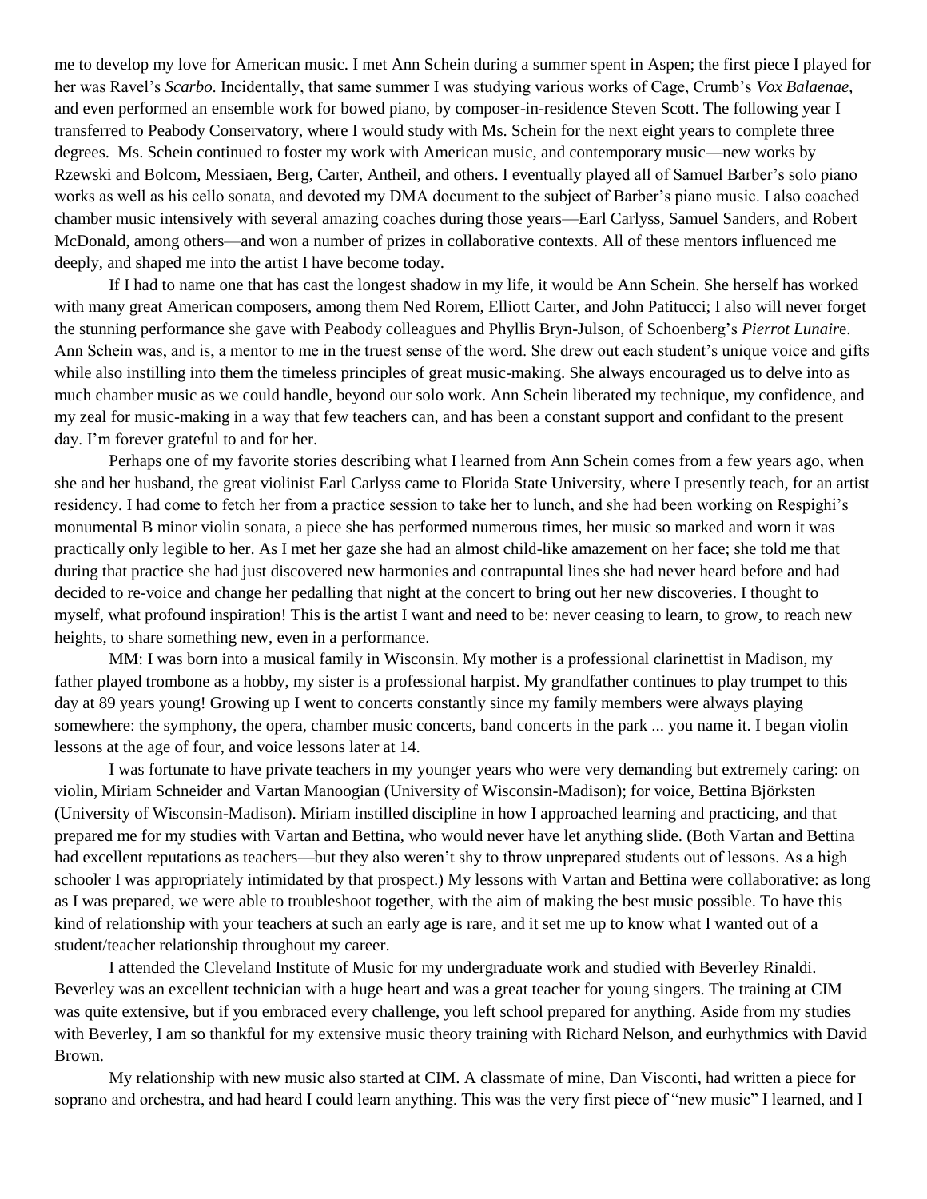me to develop my love for American music. I met Ann Schein during a summer spent in Aspen; the first piece I played for her was Ravel's *Scarbo*. Incidentally, that same summer I was studying various works of Cage, Crumb's *Vox Balaenae*, and even performed an ensemble work for bowed piano, by composer-in-residence Steven Scott. The following year I transferred to Peabody Conservatory, where I would study with Ms. Schein for the next eight years to complete three degrees. Ms. Schein continued to foster my work with American music, and contemporary music—new works by Rzewski and Bolcom, Messiaen, Berg, Carter, Antheil, and others. I eventually played all of Samuel Barber's solo piano works as well as his cello sonata, and devoted my DMA document to the subject of Barber's piano music. I also coached chamber music intensively with several amazing coaches during those years—Earl Carlyss, Samuel Sanders, and Robert McDonald, among others—and won a number of prizes in collaborative contexts. All of these mentors influenced me deeply, and shaped me into the artist I have become today.

If I had to name one that has cast the longest shadow in my life, it would be Ann Schein. She herself has worked with many great American composers, among them Ned Rorem, Elliott Carter, and John Patitucci; I also will never forget the stunning performance she gave with Peabody colleagues and Phyllis Bryn-Julson, of Schoenberg's *Pierrot Lunair*e. Ann Schein was, and is, a mentor to me in the truest sense of the word. She drew out each student's unique voice and gifts while also instilling into them the timeless principles of great music-making. She always encouraged us to delve into as much chamber music as we could handle, beyond our solo work. Ann Schein liberated my technique, my confidence, and my zeal for music-making in a way that few teachers can, and has been a constant support and confidant to the present day. I'm forever grateful to and for her.

Perhaps one of my favorite stories describing what I learned from Ann Schein comes from a few years ago, when she and her husband, the great violinist Earl Carlyss came to Florida State University, where I presently teach, for an artist residency. I had come to fetch her from a practice session to take her to lunch, and she had been working on Respighi's monumental B minor violin sonata, a piece she has performed numerous times, her music so marked and worn it was practically only legible to her. As I met her gaze she had an almost child-like amazement on her face; she told me that during that practice she had just discovered new harmonies and contrapuntal lines she had never heard before and had decided to re-voice and change her pedalling that night at the concert to bring out her new discoveries. I thought to myself, what profound inspiration! This is the artist I want and need to be: never ceasing to learn, to grow, to reach new heights, to share something new, even in a performance.

MM: I was born into a musical family in Wisconsin. My mother is a professional clarinettist in Madison, my father played trombone as a hobby, my sister is a professional harpist. My grandfather continues to play trumpet to this day at 89 years young! Growing up I went to concerts constantly since my family members were always playing somewhere: the symphony, the opera, chamber music concerts, band concerts in the park ... you name it. I began violin lessons at the age of four, and voice lessons later at 14.

I was fortunate to have private teachers in my younger years who were very demanding but extremely caring: on violin, Miriam Schneider and Vartan Manoogian (University of Wisconsin-Madison); for voice, Bettina Björksten (University of Wisconsin-Madison). Miriam instilled discipline in how I approached learning and practicing, and that prepared me for my studies with Vartan and Bettina, who would never have let anything slide. (Both Vartan and Bettina had excellent reputations as teachers—but they also weren't shy to throw unprepared students out of lessons. As a high schooler I was appropriately intimidated by that prospect.) My lessons with Vartan and Bettina were collaborative: as long as I was prepared, we were able to troubleshoot together, with the aim of making the best music possible. To have this kind of relationship with your teachers at such an early age is rare, and it set me up to know what I wanted out of a student/teacher relationship throughout my career.

I attended the Cleveland Institute of Music for my undergraduate work and studied with Beverley Rinaldi. Beverley was an excellent technician with a huge heart and was a great teacher for young singers. The training at CIM was quite extensive, but if you embraced every challenge, you left school prepared for anything. Aside from my studies with Beverley, I am so thankful for my extensive music theory training with Richard Nelson, and eurhythmics with David Brown.

My relationship with new music also started at CIM. A classmate of mine, Dan Visconti, had written a piece for soprano and orchestra, and had heard I could learn anything. This was the very first piece of "new music" I learned, and I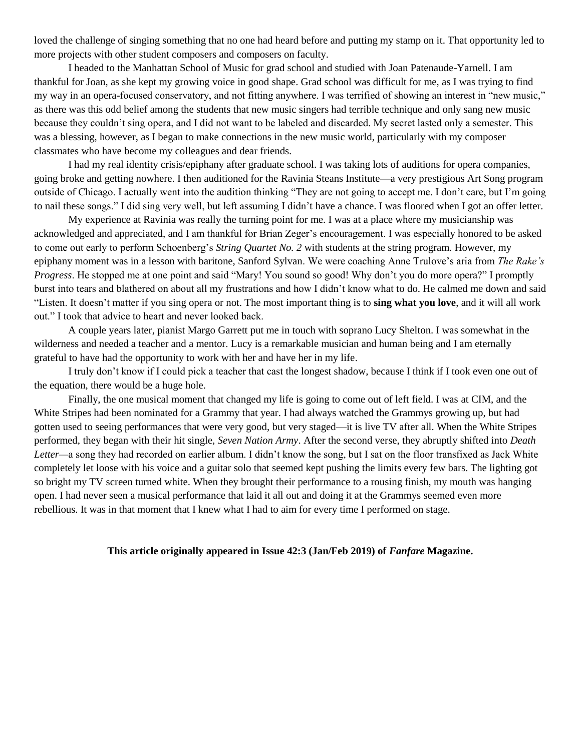loved the challenge of singing something that no one had heard before and putting my stamp on it. That opportunity led to more projects with other student composers and composers on faculty.

I headed to the Manhattan School of Music for grad school and studied with Joan Patenaude-Yarnell. I am thankful for Joan, as she kept my growing voice in good shape. Grad school was difficult for me, as I was trying to find my way in an opera-focused conservatory, and not fitting anywhere. I was terrified of showing an interest in "new music," as there was this odd belief among the students that new music singers had terrible technique and only sang new music because they couldn't sing opera, and I did not want to be labeled and discarded. My secret lasted only a semester. This was a blessing, however, as I began to make connections in the new music world, particularly with my composer classmates who have become my colleagues and dear friends.

I had my real identity crisis/epiphany after graduate school. I was taking lots of auditions for opera companies, going broke and getting nowhere. I then auditioned for the Ravinia Steans Institute—a very prestigious Art Song program outside of Chicago. I actually went into the audition thinking "They are not going to accept me. I don't care, but I'm going to nail these songs." I did sing very well, but left assuming I didn't have a chance. I was floored when I got an offer letter.

My experience at Ravinia was really the turning point for me. I was at a place where my musicianship was acknowledged and appreciated, and I am thankful for Brian Zeger's encouragement. I was especially honored to be asked to come out early to perform Schoenberg's *String Quartet No. 2* with students at the string program. However, my epiphany moment was in a lesson with baritone, Sanford Sylvan. We were coaching Anne Trulove's aria from *The Rake's Progress*. He stopped me at one point and said "Mary! You sound so good! Why don't you do more opera?" I promptly burst into tears and blathered on about all my frustrations and how I didn't know what to do. He calmed me down and said "Listen. It doesn't matter if you sing opera or not. The most important thing is to **sing what you love**, and it will all work out." I took that advice to heart and never looked back.

A couple years later, pianist Margo Garrett put me in touch with soprano Lucy Shelton. I was somewhat in the wilderness and needed a teacher and a mentor. Lucy is a remarkable musician and human being and I am eternally grateful to have had the opportunity to work with her and have her in my life.

I truly don't know if I could pick a teacher that cast the longest shadow, because I think if I took even one out of the equation, there would be a huge hole.

Finally, the one musical moment that changed my life is going to come out of left field. I was at CIM, and the White Stripes had been nominated for a Grammy that year. I had always watched the Grammys growing up, but had gotten used to seeing performances that were very good, but very staged—it is live TV after all. When the White Stripes performed, they began with their hit single, *Seven Nation Army*. After the second verse, they abruptly shifted into *Death Letter*—a song they had recorded on earlier album. I didn't know the song, but I sat on the floor transfixed as Jack White completely let loose with his voice and a guitar solo that seemed kept pushing the limits every few bars. The lighting got so bright my TV screen turned white. When they brought their performance to a rousing finish, my mouth was hanging open. I had never seen a musical performance that laid it all out and doing it at the Grammys seemed even more rebellious. It was in that moment that I knew what I had to aim for every time I performed on stage.

**This article originally appeared in Issue 42:3 (Jan/Feb 2019) of *Fanfare* Magazine.**